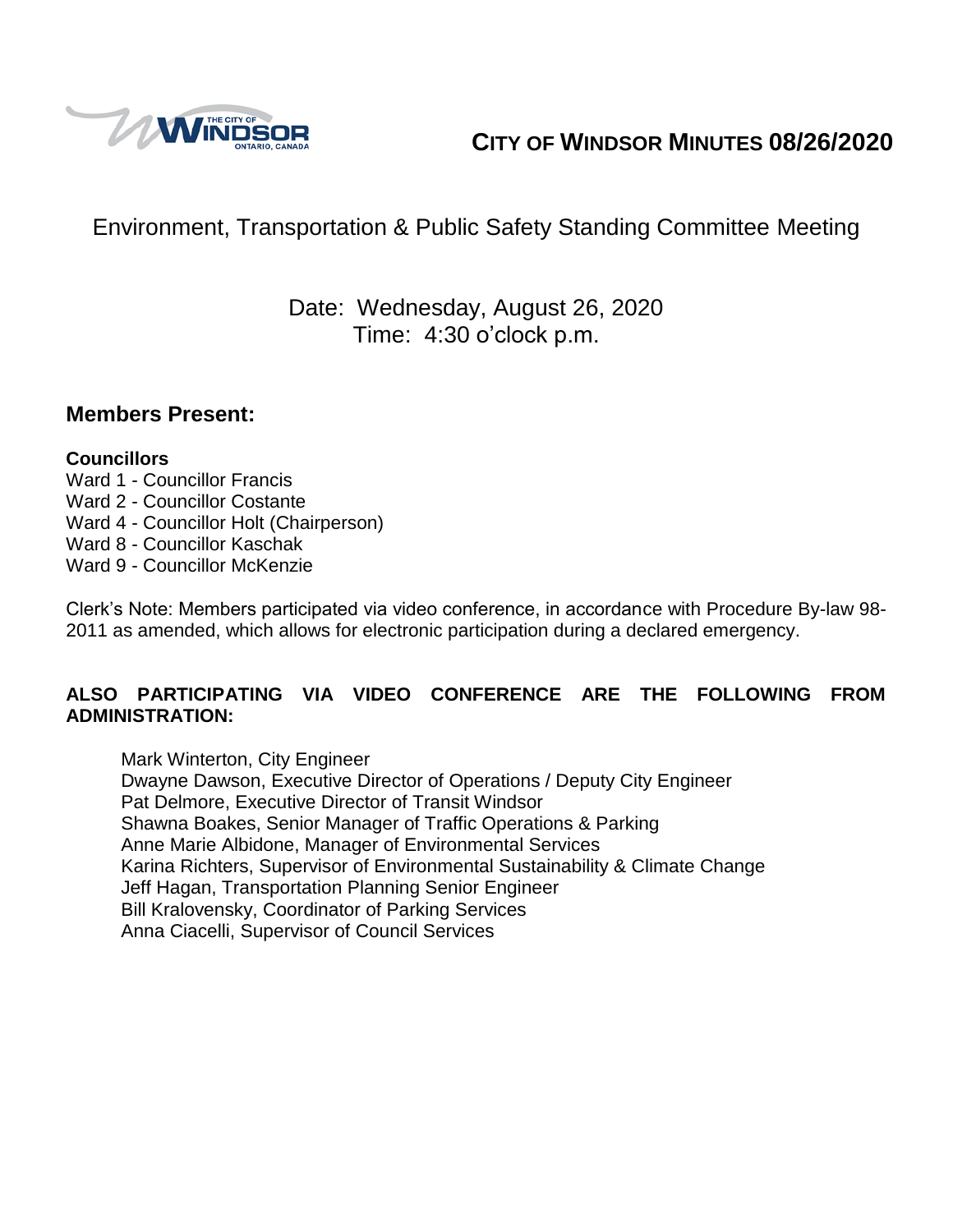# CITY OF WINDSOR MINUTES 08/26/2020

## Environment, Transportation & Public Safety Standing Committee Meeting

Date: Wednesday, August 26, 2020
Time: 4:30 o'clock p.m.

## Members Present:

**Councillors**

Ward 1 - Councillor Francis
Ward 2 - Councillor Costante
Ward 4 - Councillor Holt (Chairperson)
Ward 8 - Councillor Kaschak
Ward 9 - Councillor McKenzie

Clerk's Note: Members participated via video conference, in accordance with Procedure By-law 98-2011 as amended, which allows for electronic participation during a declared emergency.

**ALSO PARTICIPATING VIA VIDEO CONFERENCE ARE THE FOLLOWING FROM ADMINISTRATION:**

Mark Winterton, City Engineer
Dwayne Dawson, Executive Director of Operations / Deputy City Engineer
Pat Delmore, Executive Director of Transit Windsor
Shawna Boakes, Senior Manager of Traffic Operations & Parking
Anne Marie Albidone, Manager of Environmental Services
Karina Richters, Supervisor of Environmental Sustainability & Climate Change
Jeff Hagan, Transportation Planning Senior Engineer
Bill Kralovensky, Coordinator of Parking Services
Anna Ciacelli, Supervisor of Council Services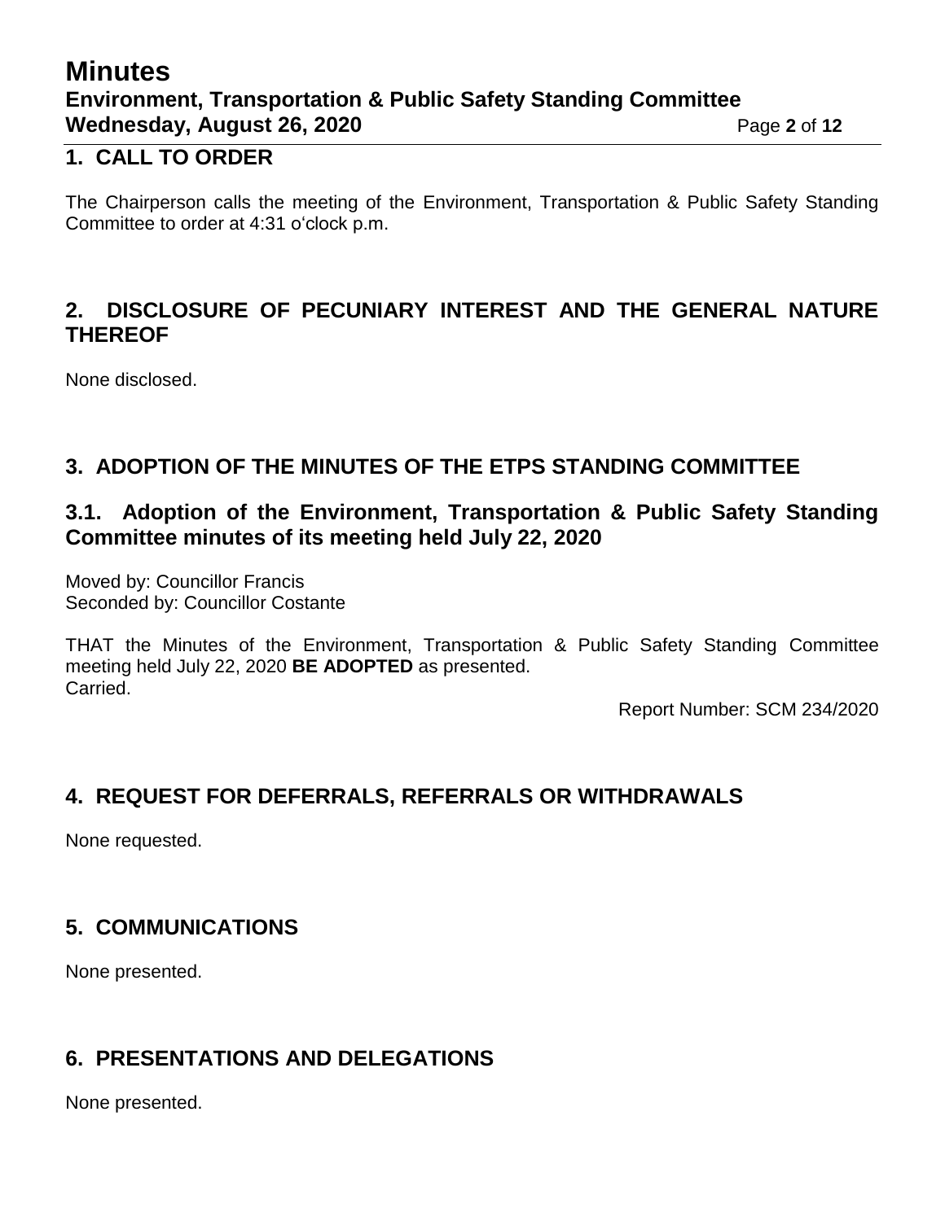## 1. CALL TO ORDER

The Chairperson calls the meeting of the Environment, Transportation & Public Safety Standing Committee to order at 4:31 o'clock p.m.

## 2. DISCLOSURE OF PECUNIARY INTEREST AND THE GENERAL NATURE THEREOF

None disclosed.

## 3. ADOPTION OF THE MINUTES OF THE ETPS STANDING COMMITTEE

### 3.1. Adoption of the Environment, Transportation & Public Safety Standing Committee minutes of its meeting held July 22, 2020

Moved by: Councillor Francis
Seconded by: Councillor Costante

THAT the Minutes of the Environment, Transportation & Public Safety Standing Committee meeting held July 22, 2020 **BE ADOPTED** as presented.
Carried.

Report Number: SCM 234/2020

## 4. REQUEST FOR DEFERRALS, REFERRALS OR WITHDRAWALS

None requested.

## 5. COMMUNICATIONS

None presented.

## 6. PRESENTATIONS AND DELEGATIONS

None presented.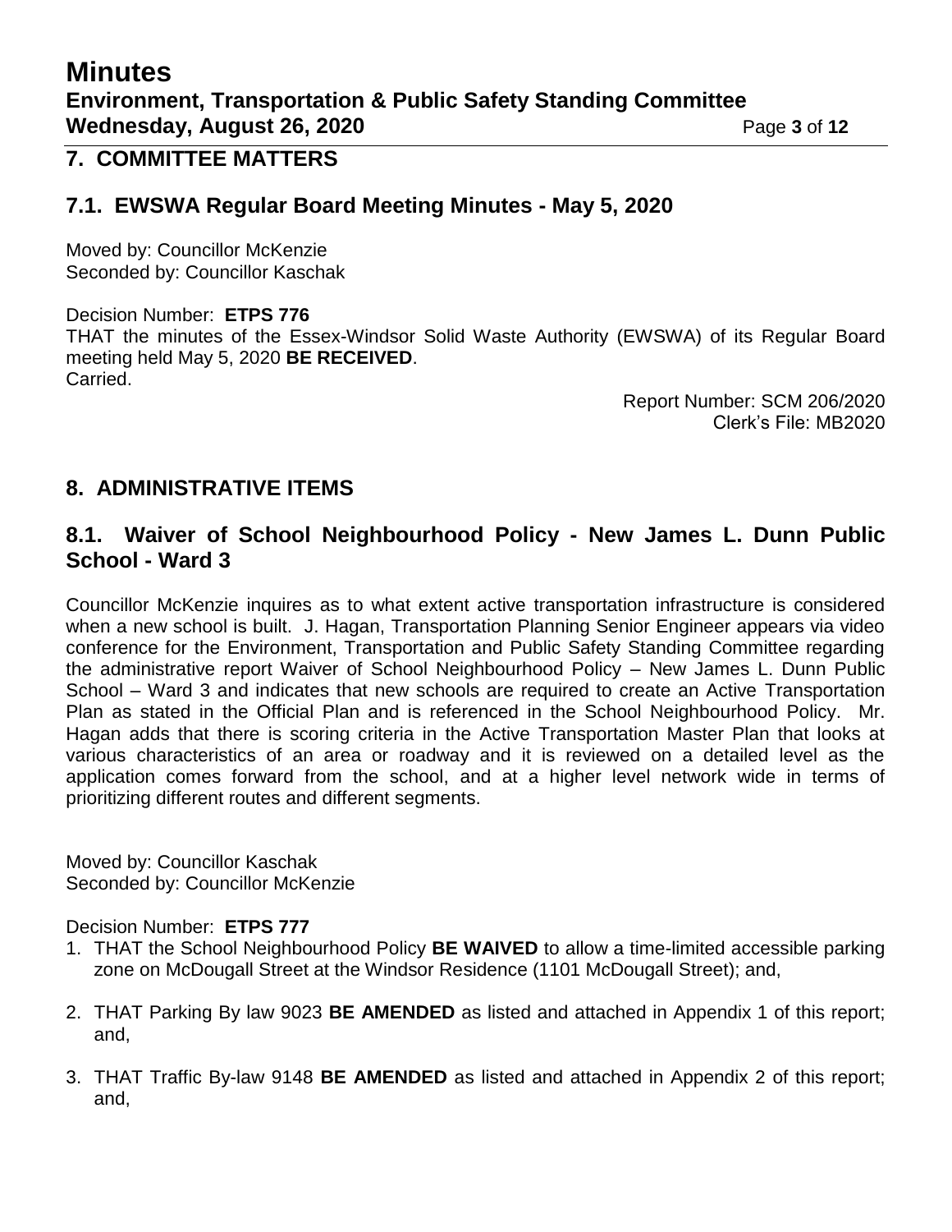## 7. COMMITTEE MATTERS

### 7.1. EWSWA Regular Board Meeting Minutes - May 5, 2020

Moved by: Councillor McKenzie
Seconded by: Councillor Kaschak

Decision Number: **ETPS 776**
THAT the minutes of the Essex-Windsor Solid Waste Authority (EWSWA) of its Regular Board meeting held May 5, 2020 **BE RECEIVED**.
Carried.

Report Number: SCM 206/2020
Clerk's File: MB2020

## 8. ADMINISTRATIVE ITEMS

### 8.1. Waiver of School Neighbourhood Policy - New James L. Dunn Public School - Ward 3

Councillor McKenzie inquires as to what extent active transportation infrastructure is considered when a new school is built. J. Hagan, Transportation Planning Senior Engineer appears via video conference for the Environment, Transportation and Public Safety Standing Committee regarding the administrative report Waiver of School Neighbourhood Policy – New James L. Dunn Public School – Ward 3 and indicates that new schools are required to create an Active Transportation Plan as stated in the Official Plan and is referenced in the School Neighbourhood Policy. Mr. Hagan adds that there is scoring criteria in the Active Transportation Master Plan that looks at various characteristics of an area or roadway and it is reviewed on a detailed level as the application comes forward from the school, and at a higher level network wide in terms of prioritizing different routes and different segments.

Moved by: Councillor Kaschak
Seconded by: Councillor McKenzie

Decision Number: **ETPS 777**

1. THAT the School Neighbourhood Policy **BE WAIVED** to allow a time-limited accessible parking zone on McDougall Street at the Windsor Residence (1101 McDougall Street); and,
2. THAT Parking By law 9023 **BE AMENDED** as listed and attached in Appendix 1 of this report; and,
3. THAT Traffic By-law 9148 **BE AMENDED** as listed and attached in Appendix 2 of this report; and,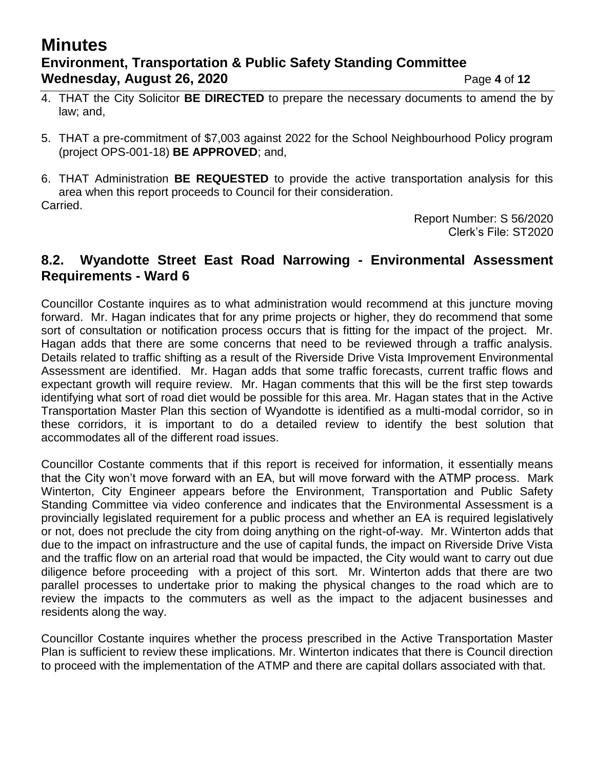4. THAT the City Solicitor **BE DIRECTED** to prepare the necessary documents to amend the by law; and,

5. THAT a pre-commitment of $7,003 against 2022 for the School Neighbourhood Policy program (project OPS-001-18) **BE APPROVED**; and,

6. THAT Administration **BE REQUESTED** to provide the active transportation analysis for this area when this report proceeds to Council for their consideration.

Carried.

Report Number: S 56/2020
Clerk's File: ST2020

## 8.2. Wyandotte Street East Road Narrowing - Environmental Assessment Requirements - Ward 6

Councillor Costante inquires as to what administration would recommend at this juncture moving forward. Mr. Hagan indicates that for any prime projects or higher, they do recommend that some sort of consultation or notification process occurs that is fitting for the impact of the project. Mr. Hagan adds that there are some concerns that need to be reviewed through a traffic analysis. Details related to traffic shifting as a result of the Riverside Drive Vista Improvement Environmental Assessment are identified. Mr. Hagan adds that some traffic forecasts, current traffic flows and expectant growth will require review. Mr. Hagan comments that this will be the first step towards identifying what sort of road diet would be possible for this area. Mr. Hagan states that in the Active Transportation Master Plan this section of Wyandotte is identified as a multi-modal corridor, so in these corridors, it is important to do a detailed review to identify the best solution that accommodates all of the different road issues.

Councillor Costante comments that if this report is received for information, it essentially means that the City won't move forward with an EA, but will move forward with the ATMP process. Mark Winterton, City Engineer appears before the Environment, Transportation and Public Safety Standing Committee via video conference and indicates that the Environmental Assessment is a provincially legislated requirement for a public process and whether an EA is required legislatively or not, does not preclude the city from doing anything on the right-of-way. Mr. Winterton adds that due to the impact on infrastructure and the use of capital funds, the impact on Riverside Drive Vista and the traffic flow on an arterial road that would be impacted, the City would want to carry out due diligence before proceeding with a project of this sort. Mr. Winterton adds that there are two parallel processes to undertake prior to making the physical changes to the road which are to review the impacts to the commuters as well as the impact to the adjacent businesses and residents along the way.

Councillor Costante inquires whether the process prescribed in the Active Transportation Master Plan is sufficient to review these implications. Mr. Winterton indicates that there is Council direction to proceed with the implementation of the ATMP and there are capital dollars associated with that.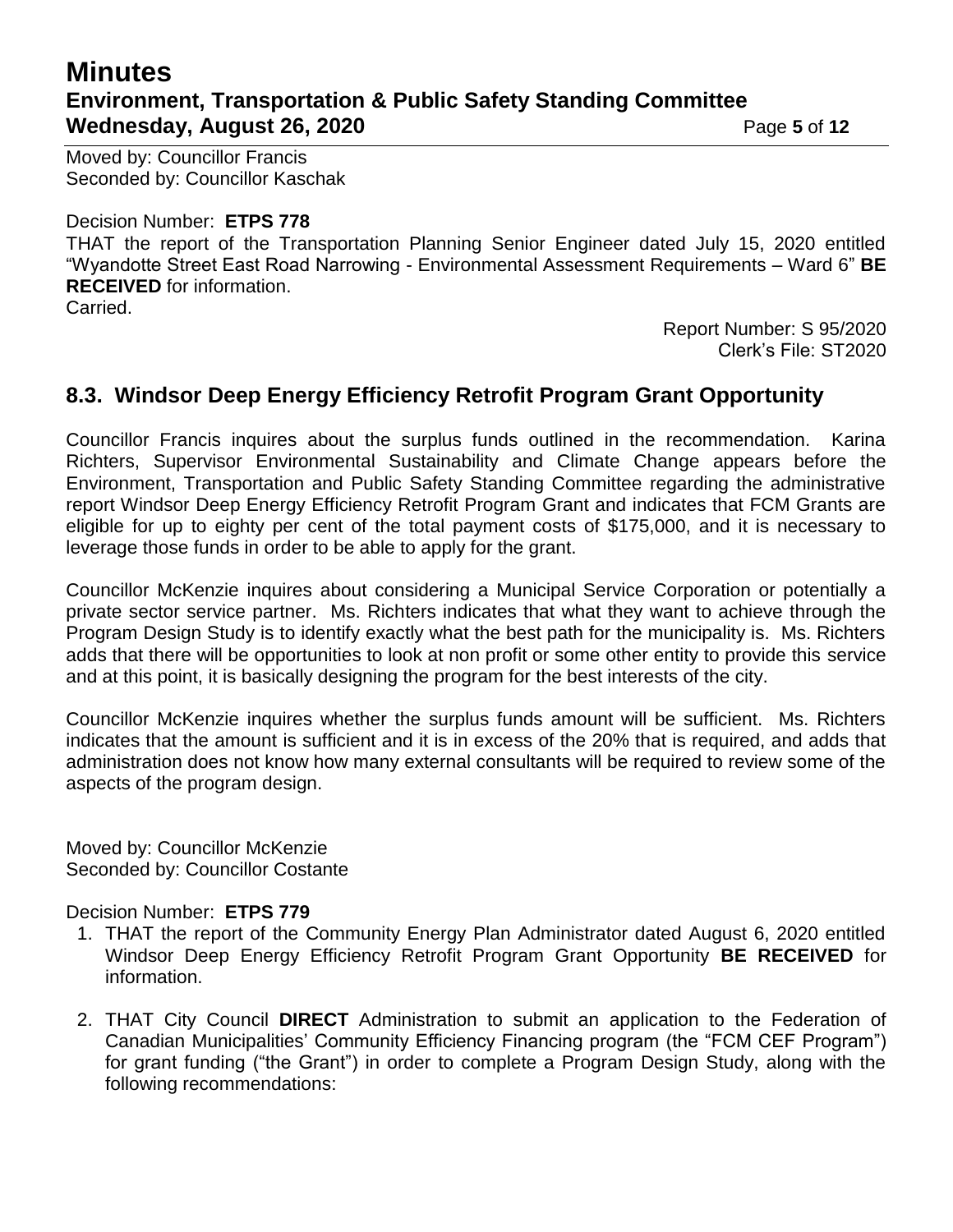Moved by: Councillor Francis
Seconded by: Councillor Kaschak

Decision Number: **ETPS 778**
THAT the report of the Transportation Planning Senior Engineer dated July 15, 2020 entitled "Wyandotte Street East Road Narrowing - Environmental Assessment Requirements – Ward 6" **BE RECEIVED** for information.
Carried.

Report Number: S 95/2020
Clerk's File: ST2020

## 8.3. Windsor Deep Energy Efficiency Retrofit Program Grant Opportunity

Councillor Francis inquires about the surplus funds outlined in the recommendation. Karina Richters, Supervisor Environmental Sustainability and Climate Change appears before the Environment, Transportation and Public Safety Standing Committee regarding the administrative report Windsor Deep Energy Efficiency Retrofit Program Grant and indicates that FCM Grants are eligible for up to eighty per cent of the total payment costs of $175,000, and it is necessary to leverage those funds in order to be able to apply for the grant.

Councillor McKenzie inquires about considering a Municipal Service Corporation or potentially a private sector service partner. Ms. Richters indicates that what they want to achieve through the Program Design Study is to identify exactly what the best path for the municipality is. Ms. Richters adds that there will be opportunities to look at non profit or some other entity to provide this service and at this point, it is basically designing the program for the best interests of the city.

Councillor McKenzie inquires whether the surplus funds amount will be sufficient. Ms. Richters indicates that the amount is sufficient and it is in excess of the 20% that is required, and adds that administration does not know how many external consultants will be required to review some of the aspects of the program design.

Moved by: Councillor McKenzie
Seconded by: Councillor Costante

Decision Number: **ETPS 779**

1. THAT the report of the Community Energy Plan Administrator dated August 6, 2020 entitled Windsor Deep Energy Efficiency Retrofit Program Grant Opportunity **BE RECEIVED** for information.
2. THAT City Council **DIRECT** Administration to submit an application to the Federation of Canadian Municipalities' Community Efficiency Financing program (the "FCM CEF Program") for grant funding ("the Grant") in order to complete a Program Design Study, along with the following recommendations: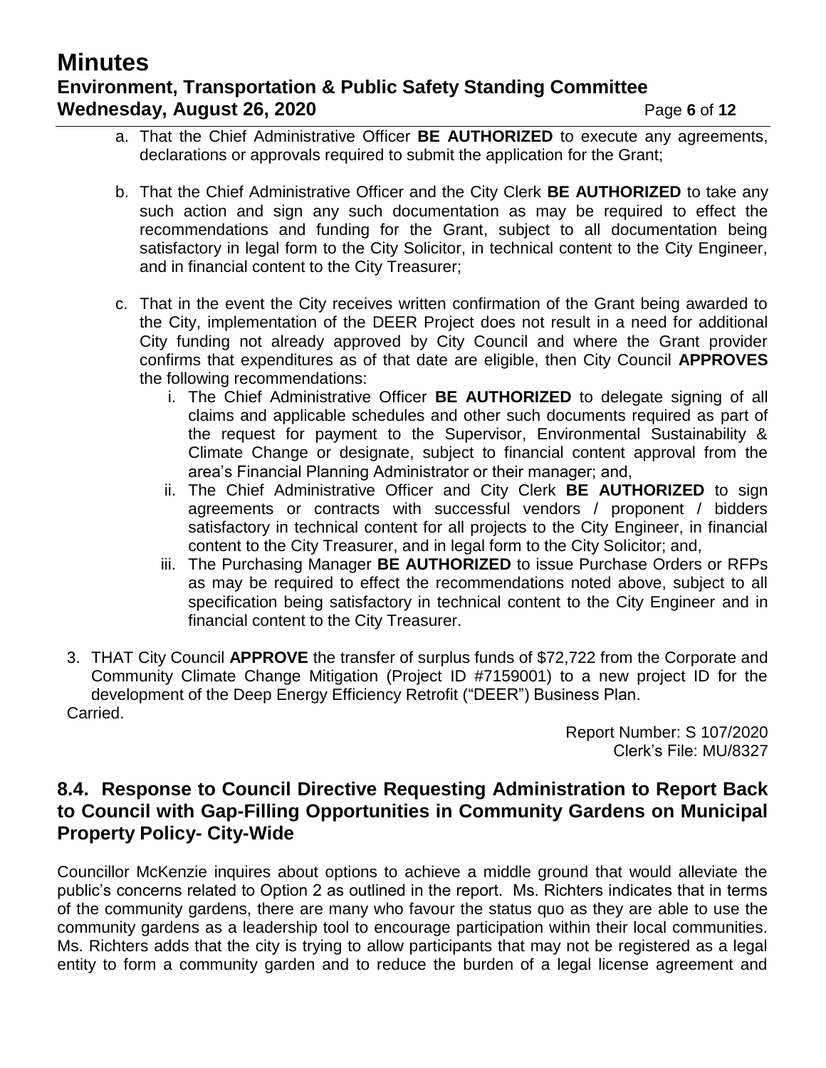a. That the Chief Administrative Officer **BE AUTHORIZED** to execute any agreements, declarations or approvals required to submit the application for the Grant;

b. That the Chief Administrative Officer and the City Clerk **BE AUTHORIZED** to take any such action and sign any such documentation as may be required to effect the recommendations and funding for the Grant, subject to all documentation being satisfactory in legal form to the City Solicitor, in technical content to the City Engineer, and in financial content to the City Treasurer;

c. That in the event the City receives written confirmation of the Grant being awarded to the City, implementation of the DEER Project does not result in a need for additional City funding not already approved by City Council and where the Grant provider confirms that expenditures as of that date are eligible, then City Council **APPROVES** the following recommendations:

   i. The Chief Administrative Officer **BE AUTHORIZED** to delegate signing of all claims and applicable schedules and other such documents required as part of the request for payment to the Supervisor, Environmental Sustainability & Climate Change or designate, subject to financial content approval from the area's Financial Planning Administrator or their manager; and,

   ii. The Chief Administrative Officer and City Clerk **BE AUTHORIZED** to sign agreements or contracts with successful vendors / proponent / bidders satisfactory in technical content for all projects to the City Engineer, in financial content to the City Treasurer, and in legal form to the City Solicitor; and,

   iii. The Purchasing Manager **BE AUTHORIZED** to issue Purchase Orders or RFPs as may be required to effect the recommendations noted above, subject to all specification being satisfactory in technical content to the City Engineer and in financial content to the City Treasurer.

3. THAT City Council **APPROVE** the transfer of surplus funds of $72,722 from the Corporate and Community Climate Change Mitigation (Project ID #7159001) to a new project ID for the development of the Deep Energy Efficiency Retrofit ("DEER") Business Plan.

Carried.

Report Number: S 107/2020
Clerk's File: MU/8327

## 8.4. Response to Council Directive Requesting Administration to Report Back to Council with Gap-Filling Opportunities in Community Gardens on Municipal Property Policy- City-Wide

Councillor McKenzie inquires about options to achieve a middle ground that would alleviate the public's concerns related to Option 2 as outlined in the report. Ms. Richters indicates that in terms of the community gardens, there are many who favour the status quo as they are able to use the community gardens as a leadership tool to encourage participation within their local communities. Ms. Richters adds that the city is trying to allow participants that may not be registered as a legal entity to form a community garden and to reduce the burden of a legal license agreement and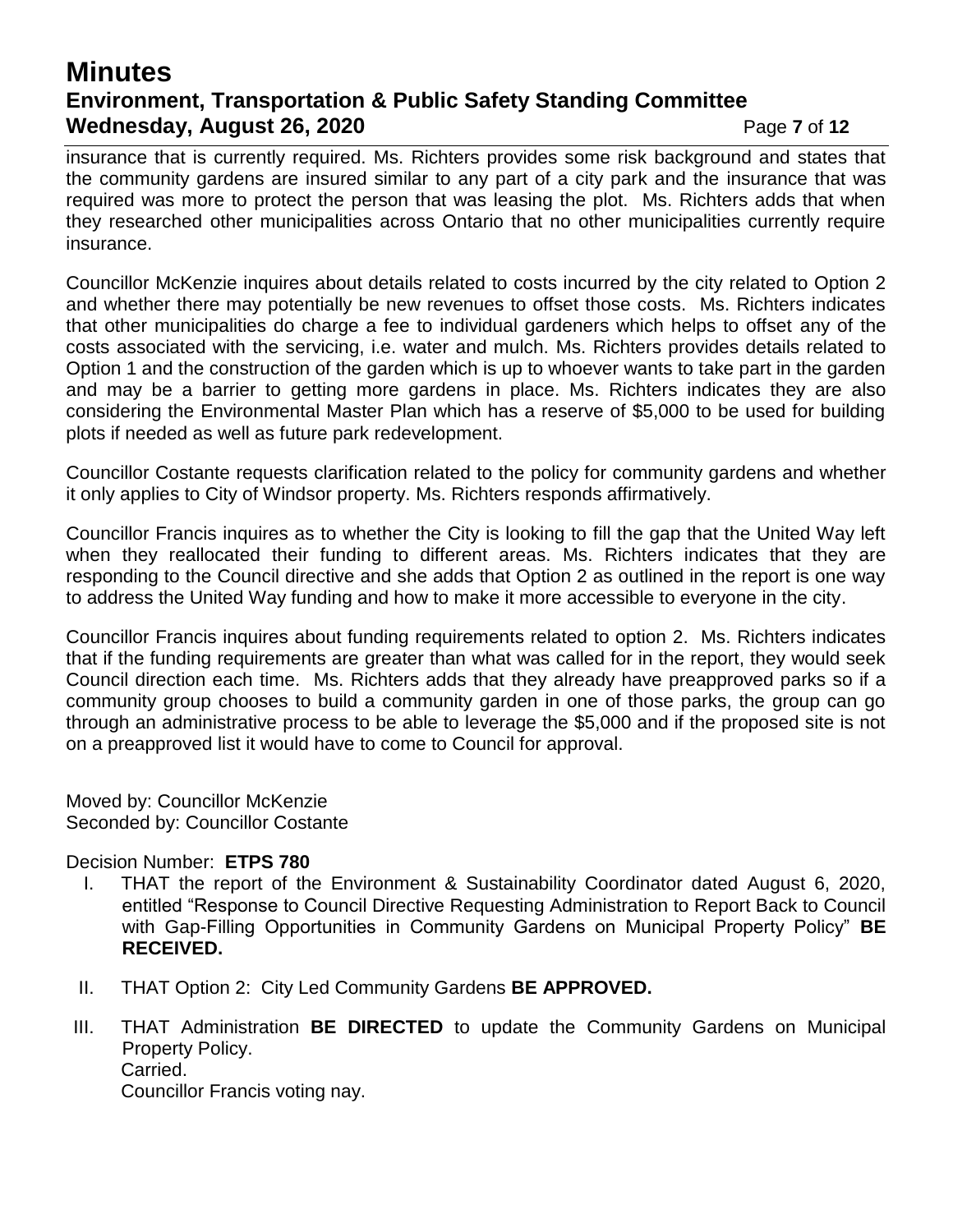insurance that is currently required. Ms. Richters provides some risk background and states that the community gardens are insured similar to any part of a city park and the insurance that was required was more to protect the person that was leasing the plot. Ms. Richters adds that when they researched other municipalities across Ontario that no other municipalities currently require insurance.

Councillor McKenzie inquires about details related to costs incurred by the city related to Option 2 and whether there may potentially be new revenues to offset those costs. Ms. Richters indicates that other municipalities do charge a fee to individual gardeners which helps to offset any of the costs associated with the servicing, i.e. water and mulch. Ms. Richters provides details related to Option 1 and the construction of the garden which is up to whoever wants to take part in the garden and may be a barrier to getting more gardens in place. Ms. Richters indicates they are also considering the Environmental Master Plan which has a reserve of $5,000 to be used for building plots if needed as well as future park redevelopment.

Councillor Costante requests clarification related to the policy for community gardens and whether it only applies to City of Windsor property. Ms. Richters responds affirmatively.

Councillor Francis inquires as to whether the City is looking to fill the gap that the United Way left when they reallocated their funding to different areas. Ms. Richters indicates that they are responding to the Council directive and she adds that Option 2 as outlined in the report is one way to address the United Way funding and how to make it more accessible to everyone in the city.

Councillor Francis inquires about funding requirements related to option 2. Ms. Richters indicates that if the funding requirements are greater than what was called for in the report, they would seek Council direction each time. Ms. Richters adds that they already have preapproved parks so if a community group chooses to build a community garden in one of those parks, the group can go through an administrative process to be able to leverage the $5,000 and if the proposed site is not on a preapproved list it would have to come to Council for approval.

Moved by: Councillor McKenzie
Seconded by: Councillor Costante

Decision Number: **ETPS 780**

I. THAT the report of the Environment & Sustainability Coordinator dated August 6, 2020, entitled "Response to Council Directive Requesting Administration to Report Back to Council with Gap-Filling Opportunities in Community Gardens on Municipal Property Policy" **BE RECEIVED.**

II. THAT Option 2: City Led Community Gardens **BE APPROVED.**

III. THAT Administration **BE DIRECTED** to update the Community Gardens on Municipal Property Policy.
Carried.
Councillor Francis voting nay.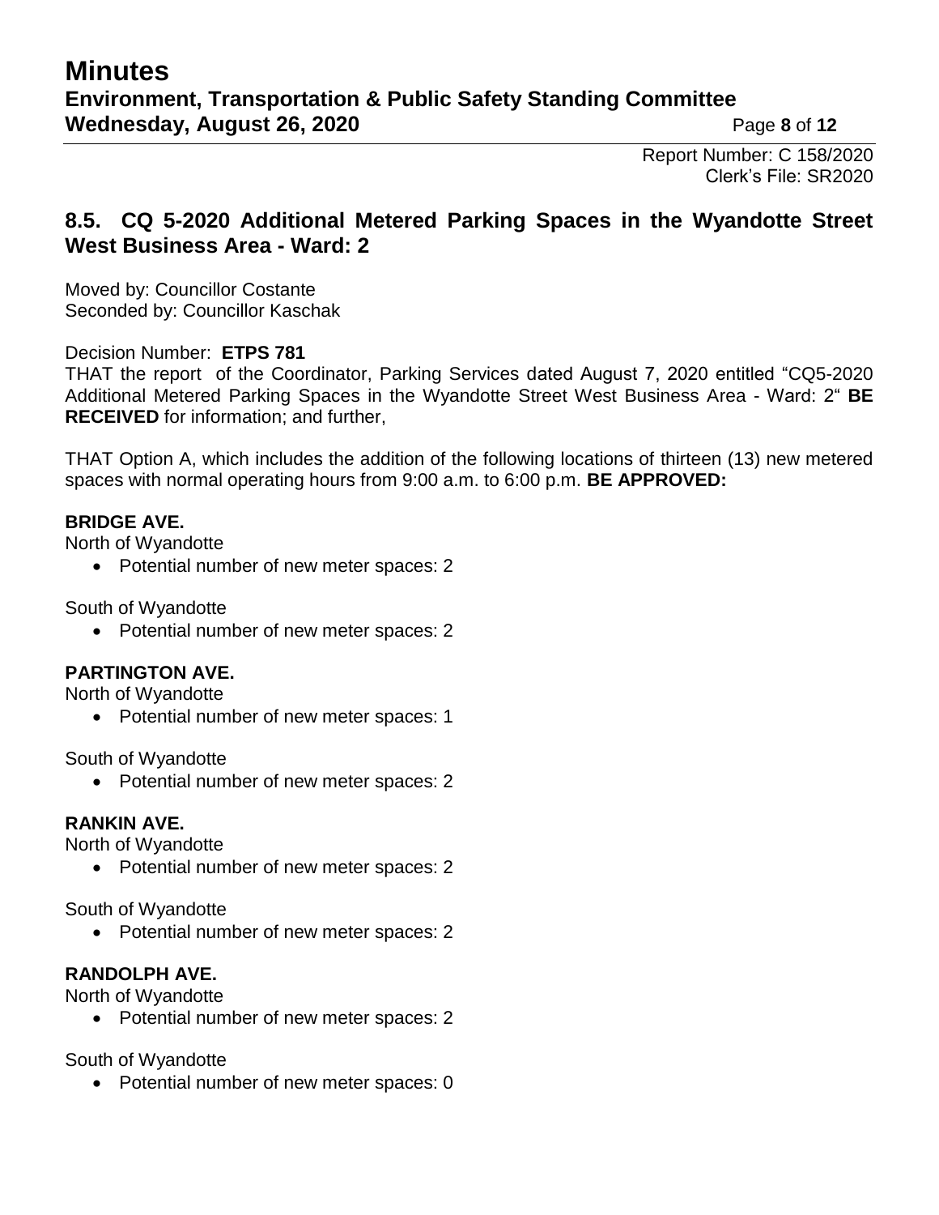Report Number: C 158/2020
Clerk's File: SR2020

### 8.5. CQ 5-2020 Additional Metered Parking Spaces in the Wyandotte Street West Business Area - Ward: 2

Moved by: Councillor Costante
Seconded by: Councillor Kaschak

Decision Number: **ETPS 781**
THAT the report of the Coordinator, Parking Services dated August 7, 2020 entitled "CQ5-2020 Additional Metered Parking Spaces in the Wyandotte Street West Business Area - Ward: 2" **BE RECEIVED** for information; and further,

THAT Option A, which includes the addition of the following locations of thirteen (13) new metered spaces with normal operating hours from 9:00 a.m. to 6:00 p.m. **BE APPROVED:**

**BRIDGE AVE.**
North of Wyandotte

- Potential number of new meter spaces: 2

South of Wyandotte

- Potential number of new meter spaces: 2

**PARTINGTON AVE.**
North of Wyandotte

- Potential number of new meter spaces: 1

South of Wyandotte

- Potential number of new meter spaces: 2

**RANKIN AVE.**
North of Wyandotte

- Potential number of new meter spaces: 2

South of Wyandotte

- Potential number of new meter spaces: 2

**RANDOLPH AVE.**
North of Wyandotte

- Potential number of new meter spaces: 2

South of Wyandotte

- Potential number of new meter spaces: 0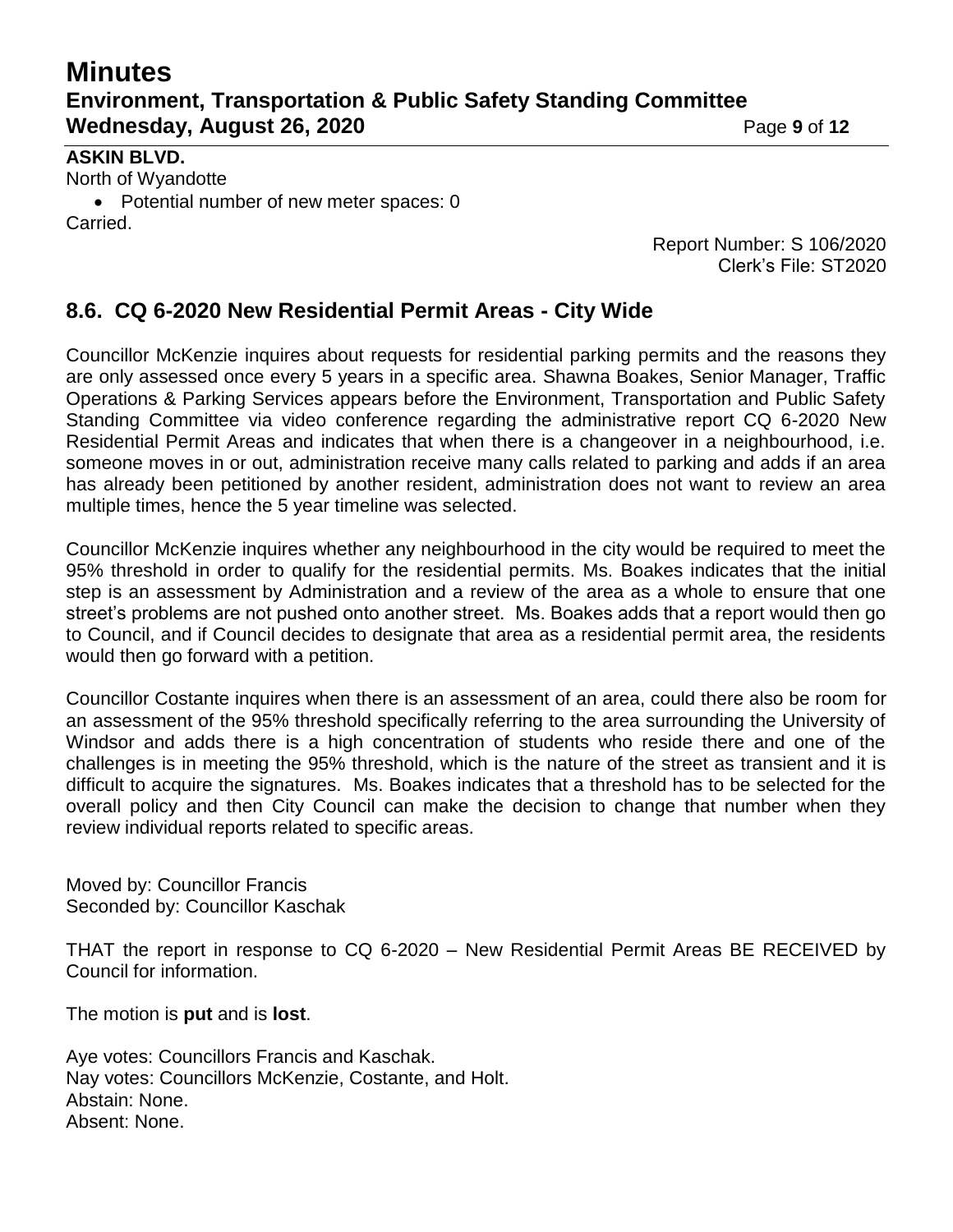**ASKIN BLVD.**

North of Wyandotte

- Potential number of new meter spaces: 0

Carried.

Report Number: S 106/2020
Clerk's File: ST2020

## 8.6. CQ 6-2020 New Residential Permit Areas - City Wide

Councillor McKenzie inquires about requests for residential parking permits and the reasons they are only assessed once every 5 years in a specific area. Shawna Boakes, Senior Manager, Traffic Operations & Parking Services appears before the Environment, Transportation and Public Safety Standing Committee via video conference regarding the administrative report CQ 6-2020 New Residential Permit Areas and indicates that when there is a changeover in a neighbourhood, i.e. someone moves in or out, administration receive many calls related to parking and adds if an area has already been petitioned by another resident, administration does not want to review an area multiple times, hence the 5 year timeline was selected.

Councillor McKenzie inquires whether any neighbourhood in the city would be required to meet the 95% threshold in order to qualify for the residential permits. Ms. Boakes indicates that the initial step is an assessment by Administration and a review of the area as a whole to ensure that one street's problems are not pushed onto another street. Ms. Boakes adds that a report would then go to Council, and if Council decides to designate that area as a residential permit area, the residents would then go forward with a petition.

Councillor Costante inquires when there is an assessment of an area, could there also be room for an assessment of the 95% threshold specifically referring to the area surrounding the University of Windsor and adds there is a high concentration of students who reside there and one of the challenges is in meeting the 95% threshold, which is the nature of the street as transient and it is difficult to acquire the signatures. Ms. Boakes indicates that a threshold has to be selected for the overall policy and then City Council can make the decision to change that number when they review individual reports related to specific areas.

Moved by: Councillor Francis
Seconded by: Councillor Kaschak

THAT the report in response to CQ 6-2020 – New Residential Permit Areas BE RECEIVED by Council for information.

The motion is **put** and is **lost**.

Aye votes: Councillors Francis and Kaschak.
Nay votes: Councillors McKenzie, Costante, and Holt.
Abstain: None.
Absent: None.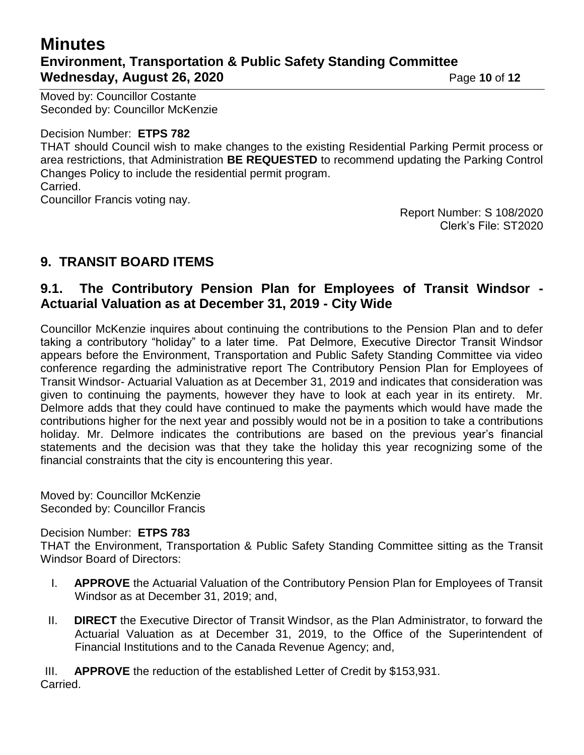Moved by: Councillor Costante
Seconded by: Councillor McKenzie

Decision Number: **ETPS 782**
THAT should Council wish to make changes to the existing Residential Parking Permit process or area restrictions, that Administration **BE REQUESTED** to recommend updating the Parking Control Changes Policy to include the residential permit program.
Carried.
Councillor Francis voting nay.

Report Number: S 108/2020
Clerk's File: ST2020

## 9. TRANSIT BOARD ITEMS

### 9.1. The Contributory Pension Plan for Employees of Transit Windsor - Actuarial Valuation as at December 31, 2019 - City Wide

Councillor McKenzie inquires about continuing the contributions to the Pension Plan and to defer taking a contributory "holiday" to a later time. Pat Delmore, Executive Director Transit Windsor appears before the Environment, Transportation and Public Safety Standing Committee via video conference regarding the administrative report The Contributory Pension Plan for Employees of Transit Windsor- Actuarial Valuation as at December 31, 2019 and indicates that consideration was given to continuing the payments, however they have to look at each year in its entirety. Mr. Delmore adds that they could have continued to make the payments which would have made the contributions higher for the next year and possibly would not be in a position to take a contributions holiday. Mr. Delmore indicates the contributions are based on the previous year's financial statements and the decision was that they take the holiday this year recognizing some of the financial constraints that the city is encountering this year.

Moved by: Councillor McKenzie
Seconded by: Councillor Francis

Decision Number: **ETPS 783**
THAT the Environment, Transportation & Public Safety Standing Committee sitting as the Transit Windsor Board of Directors:

I. **APPROVE** the Actuarial Valuation of the Contributory Pension Plan for Employees of Transit Windsor as at December 31, 2019; and,

II. **DIRECT** the Executive Director of Transit Windsor, as the Plan Administrator, to forward the Actuarial Valuation as at December 31, 2019, to the Office of the Superintendent of Financial Institutions and to the Canada Revenue Agency; and,

III. **APPROVE** the reduction of the established Letter of Credit by $153,931.

Carried.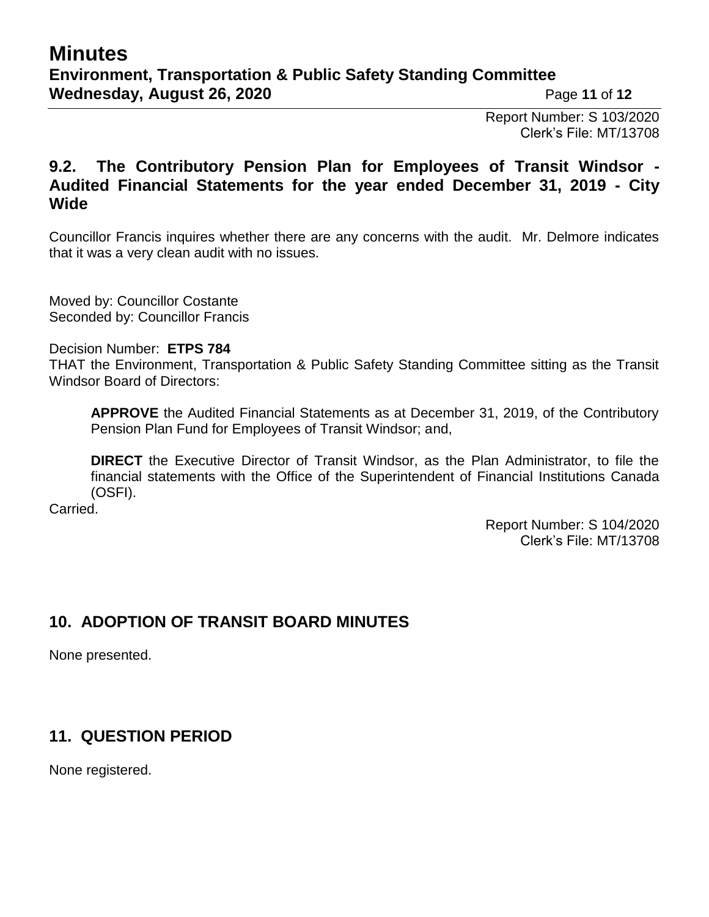Report Number: S 103/2020
Clerk's File: MT/13708

### 9.2. The Contributory Pension Plan for Employees of Transit Windsor - Audited Financial Statements for the year ended December 31, 2019 - City Wide

Councillor Francis inquires whether there are any concerns with the audit. Mr. Delmore indicates that it was a very clean audit with no issues.

Moved by: Councillor Costante
Seconded by: Councillor Francis

Decision Number: **ETPS 784**
THAT the Environment, Transportation & Public Safety Standing Committee sitting as the Transit Windsor Board of Directors:

> **APPROVE** the Audited Financial Statements as at December 31, 2019, of the Contributory Pension Plan Fund for Employees of Transit Windsor; and,
>
> **DIRECT** the Executive Director of Transit Windsor, as the Plan Administrator, to file the financial statements with the Office of the Superintendent of Financial Institutions Canada (OSFI).

Carried.

Report Number: S 104/2020
Clerk's File: MT/13708

## 10. ADOPTION OF TRANSIT BOARD MINUTES

None presented.

## 11. QUESTION PERIOD

None registered.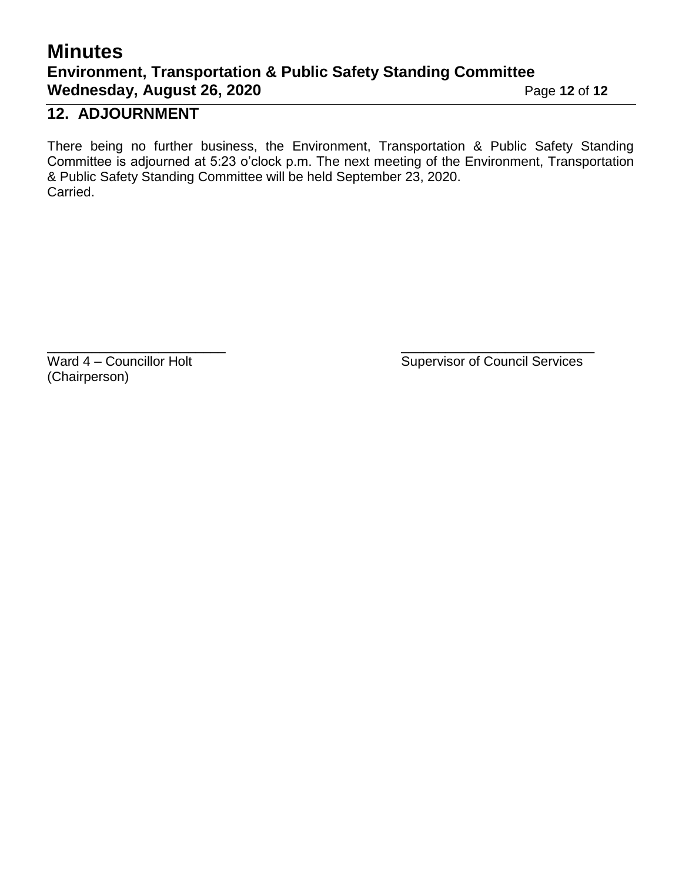## 12. ADJOURNMENT

There being no further business, the Environment, Transportation & Public Safety Standing Committee is adjourned at 5:23 o'clock p.m. The next meeting of the Environment, Transportation & Public Safety Standing Committee will be held September 23, 2020.
Carried.

| | |
|---|---|
| ________________________ | ________________________ |
| Ward 4 – Councillor Holt (Chairperson) | Supervisor of Council Services |